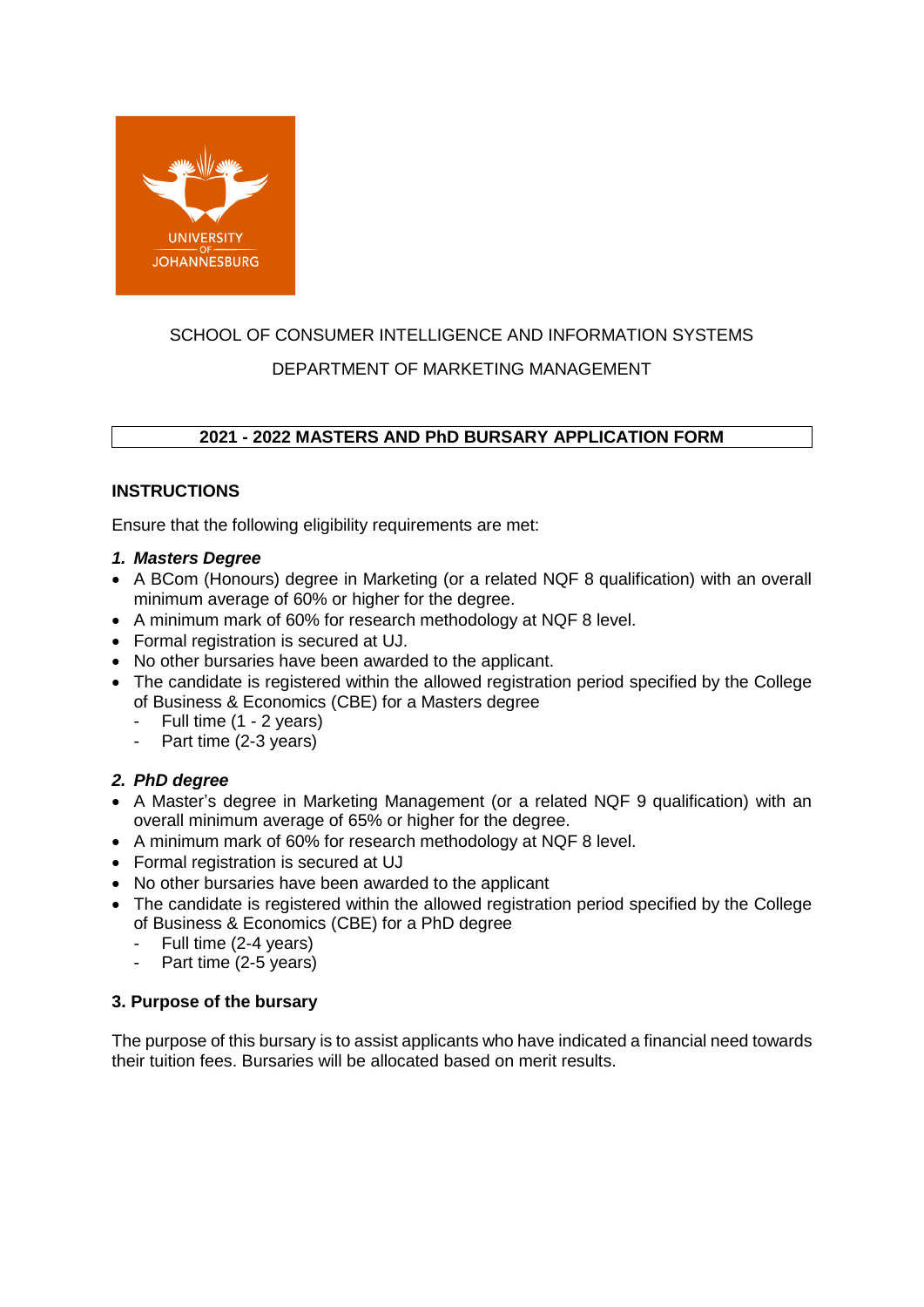UNIVERSITY OF JOHANNESBURG

SCHOOL OF CONSUMER INTELLIGENCE AND INFORMATION SYSTEMS

DEPARTMENT OF MARKETING MANAGEMENT

# 2021 - 2022 MASTERS AND PhD BURSARY APPLICATION FORM

## INSTRUCTIONS

Ensure that the following eligibility requirements are met:

### 1. *Masters Degree*

- A BCom (Honours) degree in Marketing (or a related NQF 8 qualification) with an overall minimum average of 60% or higher for the degree.
- A minimum mark of 60% for research methodology at NQF 8 level.
- Formal registration is secured at UJ.
- No other bursaries have been awarded to the applicant.
- The candidate is registered within the allowed registration period specified by the College of Business & Economics (CBE) for a Masters degree
  - Full time (1 - 2 years)
  - Part time (2-3 years)

### 2. *PhD degree*

- A Master's degree in Marketing Management (or a related NQF 9 qualification) with an overall minimum average of 65% or higher for the degree.
- A minimum mark of 60% for research methodology at NQF 8 level.
- Formal registration is secured at UJ
- No other bursaries have been awarded to the applicant
- The candidate is registered within the allowed registration period specified by the College of Business & Economics (CBE) for a PhD degree
  - Full time (2-4 years)
  - Part time (2-5 years)

### 3. Purpose of the bursary

The purpose of this bursary is to assist applicants who have indicated a financial need towards their tuition fees. Bursaries will be allocated based on merit results.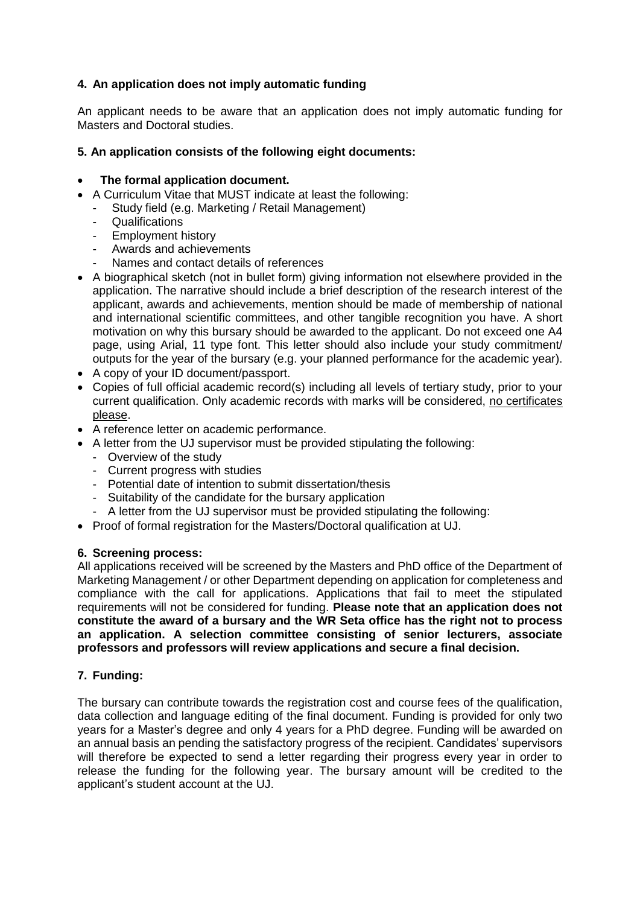## 4. An application does not imply automatic funding

An applicant needs to be aware that an application does not imply automatic funding for Masters and Doctoral studies.

## 5. An application consists of the following eight documents:

- **The formal application document.**
- A Curriculum Vitae that MUST indicate at least the following:
  - Study field (e.g. Marketing / Retail Management)
  - Qualifications
  - Employment history
  - Awards and achievements
  - Names and contact details of references
- A biographical sketch (not in bullet form) giving information not elsewhere provided in the application. The narrative should include a brief description of the research interest of the applicant, awards and achievements, mention should be made of membership of national and international scientific committees, and other tangible recognition you have. A short motivation on why this bursary should be awarded to the applicant. Do not exceed one A4 page, using Arial, 11 type font. This letter should also include your study commitment/ outputs for the year of the bursary (e.g. your planned performance for the academic year).
- A copy of your ID document/passport.
- Copies of full official academic record(s) including all levels of tertiary study, prior to your current qualification. Only academic records with marks will be considered, <u>no certificates please</u>.
- A reference letter on academic performance.
- A letter from the UJ supervisor must be provided stipulating the following:
  - Overview of the study
  - Current progress with studies
  - Potential date of intention to submit dissertation/thesis
  - Suitability of the candidate for the bursary application
  - A letter from the UJ supervisor must be provided stipulating the following:
- Proof of formal registration for the Masters/Doctoral qualification at UJ.

## 6. Screening process:

All applications received will be screened by the Masters and PhD office of the Department of Marketing Management / or other Department depending on application for completeness and compliance with the call for applications. Applications that fail to meet the stipulated requirements will not be considered for funding. **Please note that an application does not constitute the award of a bursary and the WR Seta office has the right not to process an application. A selection committee consisting of senior lecturers, associate professors and professors will review applications and secure a final decision.**

## 7. Funding:

The bursary can contribute towards the registration cost and course fees of the qualification, data collection and language editing of the final document. Funding is provided for only two years for a Master's degree and only 4 years for a PhD degree. Funding will be awarded on an annual basis an pending the satisfactory progress of the recipient. Candidates' supervisors will therefore be expected to send a letter regarding their progress every year in order to release the funding for the following year. The bursary amount will be credited to the applicant's student account at the UJ.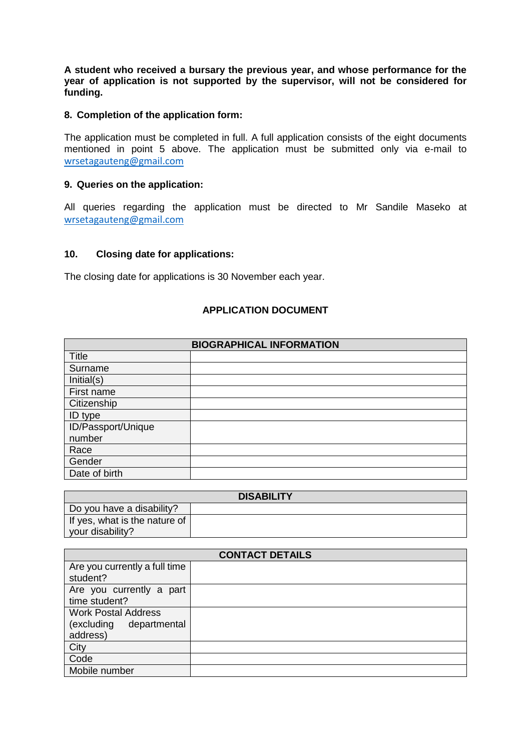**A student who received a bursary the previous year, and whose performance for the year of application is not supported by the supervisor, will not be considered for funding.**

## 8. Completion of the application form:

The application must be completed in full. A full application consists of the eight documents mentioned in point 5 above. The application must be submitted only via e-mail to wrsetagauteng@gmail.com

## 9. Queries on the application:

All queries regarding the application must be directed to Mr Sandile Maseko at wrsetagauteng@gmail.com

## 10. Closing date for applications:

The closing date for applications is 30 November each year.

## APPLICATION DOCUMENT

| BIOGRAPHICAL INFORMATION | |
|---|---|
| Title | |
| Surname | |
| Initial(s) | |
| First name | |
| Citizenship | |
| ID type | |
| ID/Passport/Unique number | |
| Race | |
| Gender | |
| Date of birth | |

| DISABILITY | |
|---|---|
| Do you have a disability? | |
| If yes, what is the nature of your disability? | |

| CONTACT DETAILS | |
|---|---|
| Are you currently a full time student? | |
| Are you currently a part time student? | |
| Work Postal Address (excluding departmental address) | |
| City | |
| Code | |
| Mobile number | |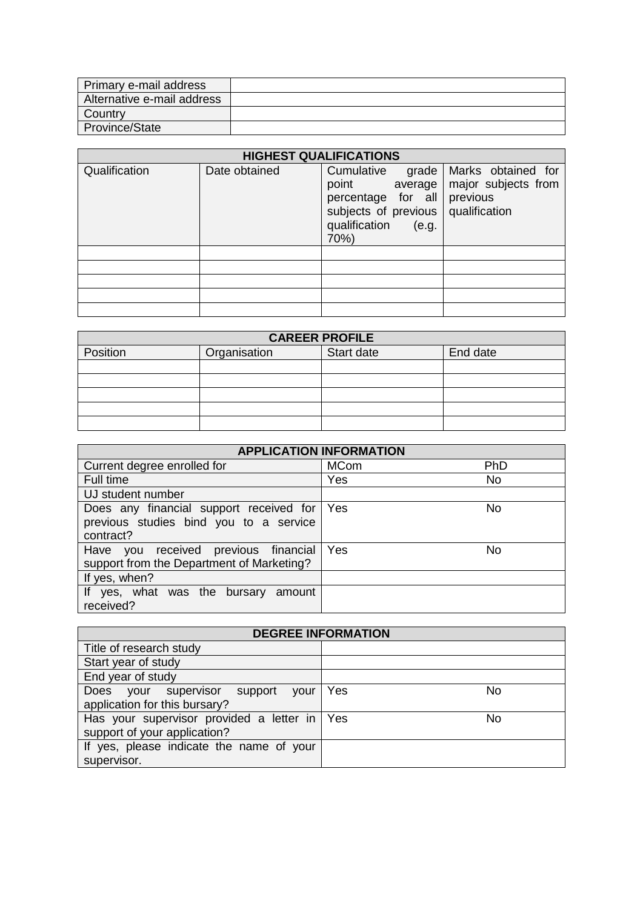| Primary e-mail address | |
|---|---|
| Alternative e-mail address | |
| Country | |
| Province/State | |

| HIGHEST QUALIFICATIONS | | | |
|---|---|---|---|
| Qualification | Date obtained | Cumulative grade point average percentage for all subjects of previous qualification (e.g. 70%) | Marks obtained for major subjects from previous qualification |
| | | | |
| | | | |
| | | | |
| | | | |
| | | | |

| CAREER PROFILE | | | |
|---|---|---|---|
| Position | Organisation | Start date | End date |
| | | | |
| | | | |
| | | | |
| | | | |
| | | | |

| APPLICATION INFORMATION | | |
|---|---|---|
| Current degree enrolled for | MCom | PhD |
| Full time | Yes | No |
| UJ student number | | |
| Does any financial support received for previous studies bind you to a service contract? | Yes | No |
| Have you received previous financial support from the Department of Marketing? | Yes | No |
| If yes, when? | | |
| If yes, what was the bursary amount received? | | |

| DEGREE INFORMATION | | |
|---|---|---|
| Title of research study | | |
| Start year of study | | |
| End year of study | | |
| Does your supervisor support your application for this bursary? | Yes | No |
| Has your supervisor provided a letter in support of your application? | Yes | No |
| If yes, please indicate the name of your supervisor. | | |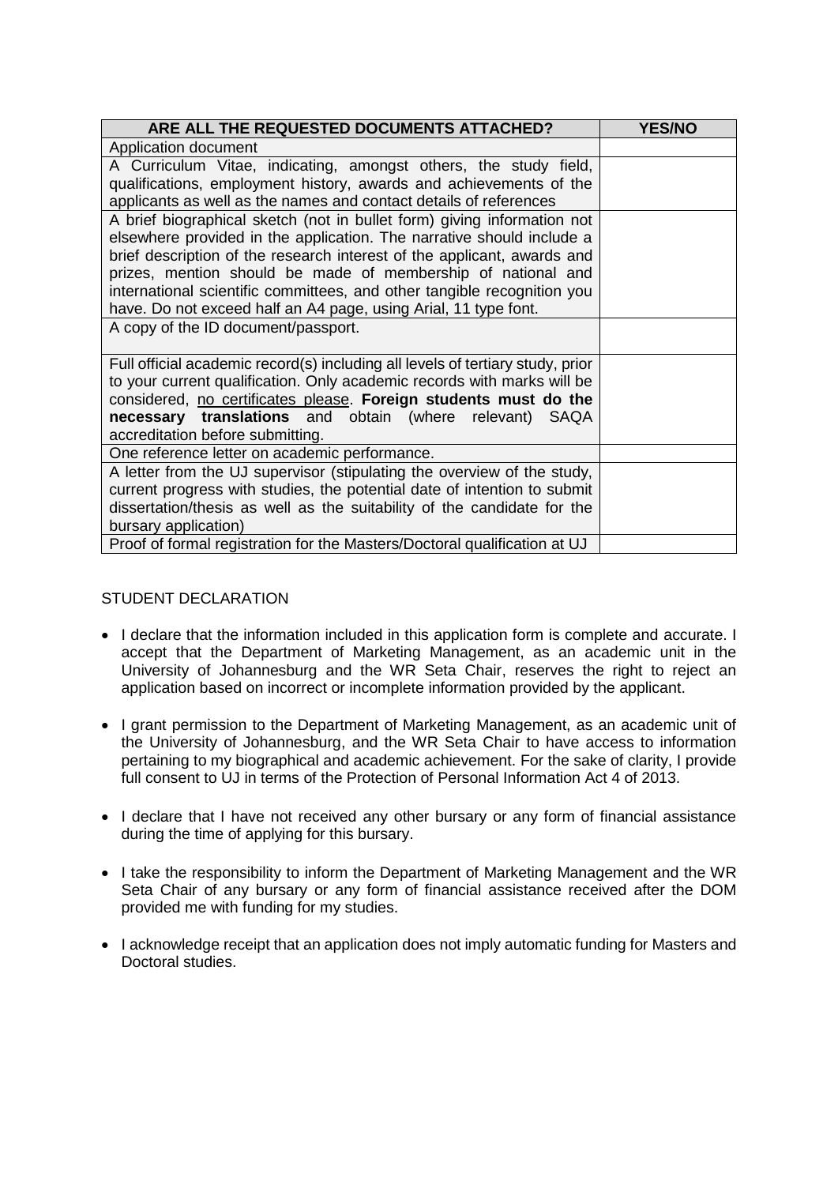| ARE ALL THE REQUESTED DOCUMENTS ATTACHED? | YES/NO |
|---|---|
| Application document | |
| A Curriculum Vitae, indicating, amongst others, the study field, qualifications, employment history, awards and achievements of the applicants as well as the names and contact details of references | |
| A brief biographical sketch (not in bullet form) giving information not elsewhere provided in the application. The narrative should include a brief description of the research interest of the applicant, awards and prizes, mention should be made of membership of national and international scientific committees, and other tangible recognition you have. Do not exceed half an A4 page, using Arial, 11 type font. | |
| A copy of the ID document/passport. | |
| Full official academic record(s) including all levels of tertiary study, prior to your current qualification. Only academic records with marks will be considered, <u>no certificates please</u>. **Foreign students must do the necessary translations** and obtain (where relevant) SAQA accreditation before submitting. | |
| One reference letter on academic performance. | |
| A letter from the UJ supervisor (stipulating the overview of the study, current progress with studies, the potential date of intention to submit dissertation/thesis as well as the suitability of the candidate for the bursary application) | |
| Proof of formal registration for the Masters/Doctoral qualification at UJ | |

STUDENT DECLARATION

- I declare that the information included in this application form is complete and accurate. I accept that the Department of Marketing Management, as an academic unit in the University of Johannesburg and the WR Seta Chair, reserves the right to reject an application based on incorrect or incomplete information provided by the applicant.

- I grant permission to the Department of Marketing Management, as an academic unit of the University of Johannesburg, and the WR Seta Chair to have access to information pertaining to my biographical and academic achievement. For the sake of clarity, I provide full consent to UJ in terms of the Protection of Personal Information Act 4 of 2013.

- I declare that I have not received any other bursary or any form of financial assistance during the time of applying for this bursary.

- I take the responsibility to inform the Department of Marketing Management and the WR Seta Chair of any bursary or any form of financial assistance received after the DOM provided me with funding for my studies.

- I acknowledge receipt that an application does not imply automatic funding for Masters and Doctoral studies.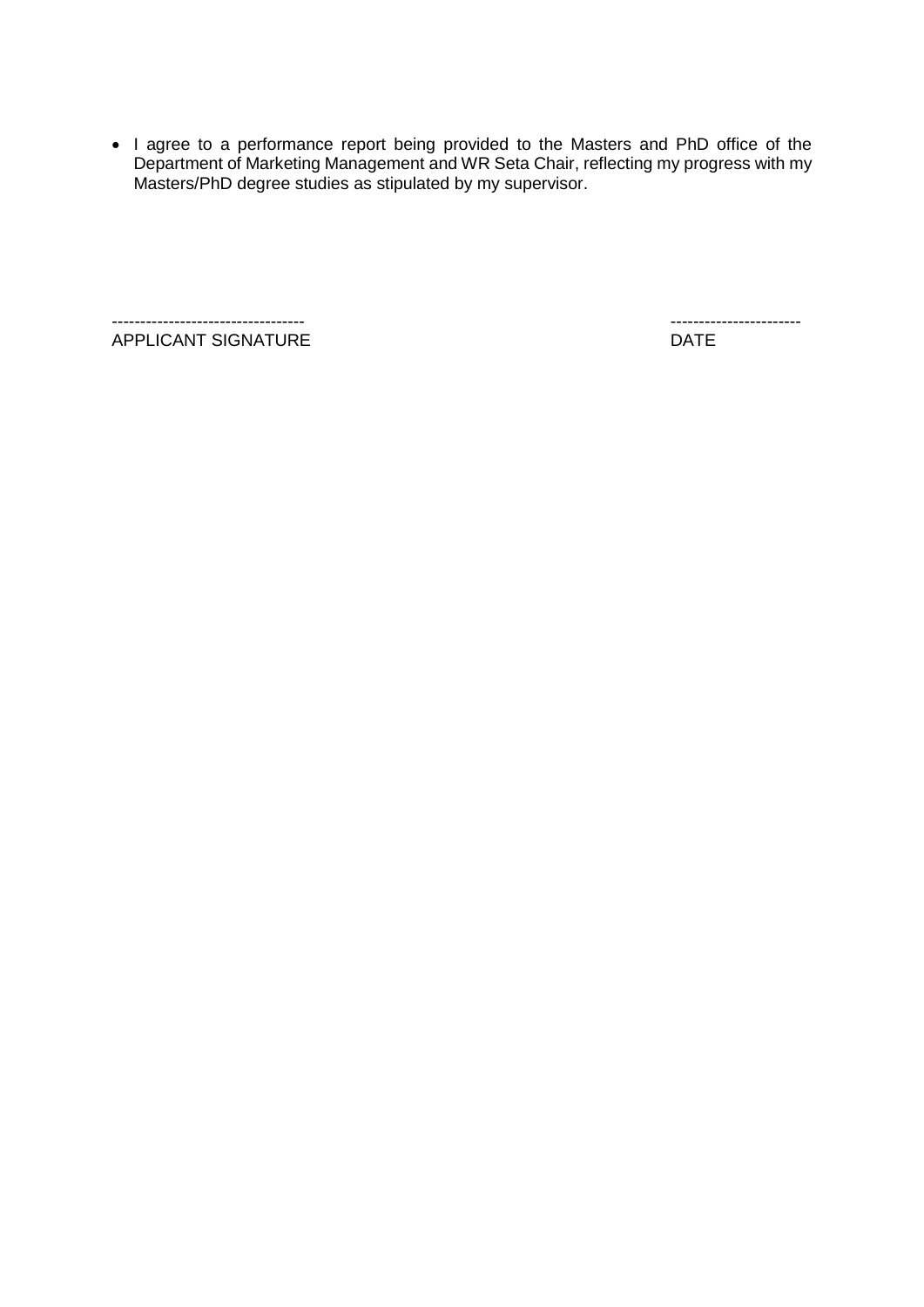- I agree to a performance report being provided to the Masters and PhD office of the Department of Marketing Management and WR Seta Chair, reflecting my progress with my Masters/PhD degree studies as stipulated by my supervisor.

| | |
|---|---|
| ---------------------------------- | ----------------------- |
| APPLICANT SIGNATURE | DATE |